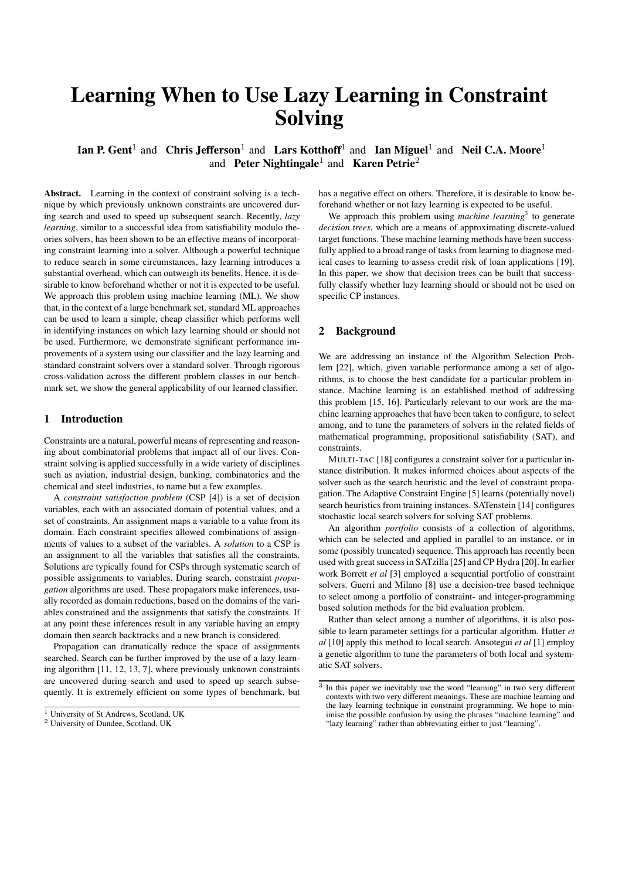# Learning When to Use Lazy Learning in Constraint Solving

**Ian P. Gent**[1] and **Chris Jefferson**[1] and **Lars Kotthoff**[1] and **Ian Miguel**[1] and **Neil C.A. Moore**[1] and **Peter Nightingale**[1] and **Karen Petrie**[2]

**Abstract.** Learning in the context of constraint solving is a technique by which previously unknown constraints are uncovered during search and used to speed up subsequent search. Recently, *lazy learning*, similar to a successful idea from satisfiability modulo theories solvers, has been shown to be an effective means of incorporating constraint learning into a solver. Although a powerful technique to reduce search in some circumstances, lazy learning introduces a substantial overhead, which can outweigh its benefits. Hence, it is desirable to know beforehand whether or not it is expected to be useful. We approach this problem using machine learning (ML). We show that, in the context of a large benchmark set, standard ML approaches can be used to learn a simple, cheap classifier which performs well in identifying instances on which lazy learning should or should not be used. Furthermore, we demonstrate significant performance improvements of a system using our classifier and the lazy learning and standard constraint solvers over a standard solver. Through rigorous cross-validation across the different problem classes in our benchmark set, we show the general applicability of our learned classifier.

## 1 Introduction

Constraints are a natural, powerful means of representing and reasoning about combinatorial problems that impact all of our lives. Constraint solving is applied successfully in a wide variety of disciplines such as aviation, industrial design, banking, combinatorics and the chemical and steel industries, to name but a few examples.

A *constraint satisfaction problem* (CSP [4]) is a set of decision variables, each with an associated domain of potential values, and a set of constraints. An assignment maps a variable to a value from its domain. Each constraint specifies allowed combinations of assignments of values to a subset of the variables. A *solution* to a CSP is an assignment to all the variables that satisfies all the constraints. Solutions are typically found for CSPs through systematic search of possible assignments to variables. During search, constraint *propagation* algorithms are used. These propagators make inferences, usually recorded as domain reductions, based on the domains of the variables constrained and the assignments that satisfy the constraints. If at any point these inferences result in any variable having an empty domain then search backtracks and a new branch is considered.

Propagation can dramatically reduce the space of assignments searched. Search can be further improved by the use of a lazy learning algorithm [11, 12, 13, 7], where previously unknown constraints are uncovered during search and used to speed up search subsequently. It is extremely efficient on some types of benchmark, but has a negative effect on others. Therefore, it is desirable to know beforehand whether or not lazy learning is expected to be useful.

We approach this problem using *machine learning*[3] to generate *decision trees*, which are a means of approximating discrete-valued target functions. These machine learning methods have been successfully applied to a broad range of tasks from learning to diagnose medical cases to learning to assess credit risk of loan applications [19]. In this paper, we show that decision trees can be built that successfully classify whether lazy learning should or should not be used on specific CP instances.

## 2 Background

We are addressing an instance of the Algorithm Selection Problem [22], which, given variable performance among a set of algorithms, is to choose the best candidate for a particular problem instance. Machine learning is an established method of addressing this problem [15, 16]. Particularly relevant to our work are the machine learning approaches that have been taken to configure, to select among, and to tune the parameters of solvers in the related fields of mathematical programming, propositional satisfiability (SAT), and constraints.

MULTI-TAC [18] configures a constraint solver for a particular instance distribution. It makes informed choices about aspects of the solver such as the search heuristic and the level of constraint propagation. The Adaptive Constraint Engine [5] learns (potentially novel) search heuristics from training instances. SATenstein [14] configures stochastic local search solvers for solving SAT problems.

An algorithm *portfolio* consists of a collection of algorithms, which can be selected and applied in parallel to an instance, or in some (possibly truncated) sequence. This approach has recently been used with great success in SATzilla [25] and CP Hydra [20]. In earlier work Borrett *et al* [3] employed a sequential portfolio of constraint solvers. Guerri and Milano [8] use a decision-tree based technique to select among a portfolio of constraint- and integer-programming based solution methods for the bid evaluation problem.

Rather than select among a number of algorithms, it is also possible to learn parameter settings for a particular algorithm. Hutter *et al* [10] apply this method to local search. Ansotegui *et al* [1] employ a genetic algorithm to tune the parameters of both local and systematic SAT solvers.

[1] University of St Andrews, Scotland, UK

[2] University of Dundee, Scotland, UK

[3] In this paper we inevitably use the word "learning" in two very different contexts with two very different meanings. These are machine learning and the lazy learning technique in constraint programming. We hope to minimise the possible confusion by using the phrases "machine learning" and "lazy learning" rather than abbreviating either to just "learning".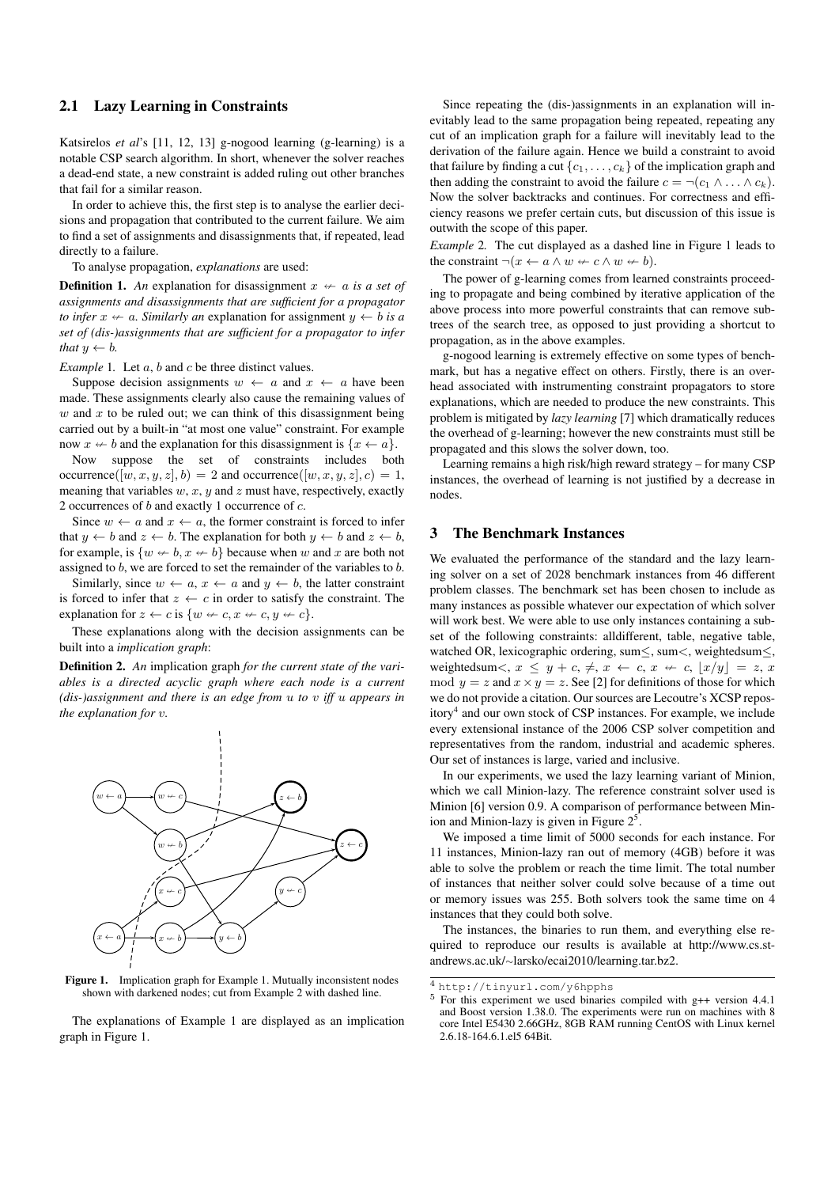## 2.1 Lazy Learning in Constraints

Katsirelos *et al*'s [11, 12, 13] g-nogood learning (g-learning) is a notable CSP search algorithm. In short, whenever the solver reaches a dead-end state, a new constraint is added ruling out other branches that fail for a similar reason.

In order to achieve this, the first step is to analyse the earlier decisions and propagation that contributed to the current failure. We aim to find a set of assignments and disassignments that, if repeated, lead directly to a failure.

To analyse propagation, *explanations* are used:

**Definition 1.** *An* explanation for disassignment $x \not\leftarrow a$ *is a set of assignments and disassignments that are sufficient for a propagator to infer* $x \not\leftarrow a$*. Similarly an* explanation for assignment $y \leftarrow b$ *is a set of (dis-)assignments that are sufficient for a propagator to infer that* $y \leftarrow b$*.*

*Example* 1. Let $a$, $b$ and $c$ be three distinct values.

Suppose decision assignments $w \leftarrow a$ and $x \leftarrow a$ have been made. These assignments clearly also cause the remaining values of $w$ and $x$ to be ruled out; we can think of this disassignment being carried out by a built-in "at most one value" constraint. For example now $x \not\leftarrow b$ and the explanation for this disassignment is $\{x \leftarrow a\}$.

Now suppose the set of constraints includes both occurrence$([w, x, y, z], b) = 2$ and occurrence$([w, x, y, z], c) = 1$, meaning that variables $w$, $x$, $y$ and $z$ must have, respectively, exactly 2 occurrences of $b$ and exactly 1 occurrence of $c$.

Since $w \leftarrow a$ and $x \leftarrow a$, the former constraint is forced to infer that $y \leftarrow b$ and $z \leftarrow b$. The explanation for both $y \leftarrow b$ and $z \leftarrow b$, for example, is $\{w \not\leftarrow b, x \not\leftarrow b\}$ because when $w$ and $x$ are both not assigned to $b$, we are forced to set the remainder of the variables to $b$.

Similarly, since $w \leftarrow a$, $x \leftarrow a$ and $y \leftarrow b$, the latter constraint is forced to infer that $z \leftarrow c$ in order to satisfy the constraint. The explanation for $z \leftarrow c$ is $\{w \not\leftarrow c, x \not\leftarrow c, y \not\leftarrow c\}$.

These explanations along with the decision assignments can be built into a *implication graph*:

**Definition 2.** *An* implication graph *for the current state of the variables is a directed acyclic graph where each node is a current (dis-)assignment and there is an edge from* $u$ *to* $v$ *iff* $u$ *appears in the explanation for* $v$*.*

**Figure 1.** Implication graph for Example 1. Mutually inconsistent nodes shown with darkened nodes; cut from Example 2 with dashed line.

The explanations of Example 1 are displayed as an implication graph in Figure 1.

Since repeating the (dis-)assignments in an explanation will inevitably lead to the same propagation being repeated, repeating any cut of an implication graph for a failure will inevitably lead to the derivation of the failure again. Hence we build a constraint to avoid that failure by finding a cut $\{c_1, \ldots, c_k\}$ of the implication graph and then adding the constraint to avoid the failure $c = \neg(c_1 \wedge \ldots \wedge c_k)$. Now the solver backtracks and continues. For correctness and efficiency reasons we prefer certain cuts, but discussion of this issue is outwith the scope of this paper.

*Example* 2. The cut displayed as a dashed line in Figure 1 leads to the constraint $\neg(x \leftarrow a \wedge w \not\leftarrow c \wedge w \not\leftarrow b)$.

The power of g-learning comes from learned constraints proceeding to propagate and being combined by iterative application of the above process into more powerful constraints that can remove subtrees of the search tree, as opposed to just providing a shortcut to propagation, as in the above examples.

g-nogood learning is extremely effective on some types of benchmark, but has a negative effect on others. Firstly, there is an overhead associated with instrumenting constraint propagators to store explanations, which are needed to produce the new constraints. This problem is mitigated by *lazy learning* [7] which dramatically reduces the overhead of g-learning; however the new constraints must still be propagated and this slows the solver down, too.

Learning remains a high risk/high reward strategy – for many CSP instances, the overhead of learning is not justified by a decrease in nodes.

## 3 The Benchmark Instances

We evaluated the performance of the standard and the lazy learning solver on a set of 2028 benchmark instances from 46 different problem classes. The benchmark set has been chosen to include as many instances as possible whatever our expectation of which solver will work best. We were able to use only instances containing a subset of the following constraints: alldifferent, table, negative table, watched OR, lexicographic ordering, sum$\leq$, sum$<$, weightedsum$\leq$, weightedsum$<$, $x \leq y + c$, $\neq$, $x \leftarrow c$, $x \not\leftarrow c$, $\lfloor x/y \rfloor = z$, $x \bmod y = z$ and $x \times y = z$. See [2] for definitions of those for which we do not provide a citation. Our sources are Lecoutre's XCSP repository[4] and our own stock of CSP instances. For example, we include every extensional instance of the 2006 CSP solver competition and representatives from the random, industrial and academic spheres. Our set of instances is large, varied and inclusive.

In our experiments, we used the lazy learning variant of Minion, which we call Minion-lazy. The reference constraint solver used is Minion [6] version 0.9. A comparison of performance between Minion and Minion-lazy is given in Figure 2[5].

We imposed a time limit of 5000 seconds for each instance. For 11 instances, Minion-lazy ran out of memory (4GB) before it was able to solve the problem or reach the time limit. The total number of instances that neither solver could solve because of a time out or memory issues was 255. Both solvers took the same time on 4 instances that they could both solve.

The instances, the binaries to run them, and everything else required to reproduce our results is available at http://www.cs.st-andrews.ac.uk/~larsko/ecai2010/learning.tar.bz2.

---

[4] http://tinyurl.com/y6hpphs

[5] For this experiment we used binaries compiled with g++ version 4.4.1 and Boost version 1.38.0. The experiments were run on machines with 8 core Intel E5430 2.66GHz, 8GB RAM running CentOS with Linux kernel 2.6.18-164.6.1.el5 64Bit.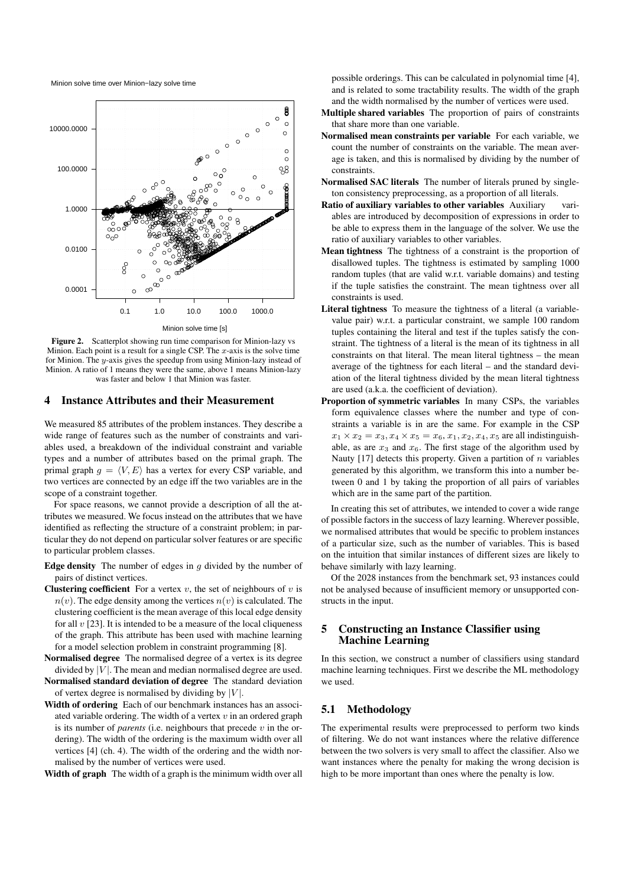Minion solve time over Minion−lazy solve time

10000.0000
100.0000
1.0000
0.0100
0.0001

0.1
1.0
10.0
100.0
1000.0

Minion solve time [s]

**Figure 2.** Scatterplot showing run time comparison for Minion-lazy vs Minion. Each point is a result for a single CSP. The $x$-axis is the solve time for Minion. The $y$-axis gives the speedup from using Minion-lazy instead of Minion. A ratio of 1 means they were the same, above 1 means Minion-lazy was faster and below 1 that Minion was faster.

## 4 Instance Attributes and their Measurement

We measured 85 attributes of the problem instances. They describe a wide range of features such as the number of constraints and variables used, a breakdown of the individual constraint and variable types and a number of attributes based on the primal graph. The primal graph $g = \langle V, E \rangle$ has a vertex for every CSP variable, and two vertices are connected by an edge iff the two variables are in the scope of a constraint together.

For space reasons, we cannot provide a description of all the attributes we measured. We focus instead on the attributes that we have identified as reflecting the structure of a constraint problem; in particular they do not depend on particular solver features or are specific to particular problem classes.

**Edge density** The number of edges in $g$ divided by the number of pairs of distinct vertices.

**Clustering coefficient** For a vertex $v$, the set of neighbours of $v$ is $n(v)$. The edge density among the vertices $n(v)$ is calculated. The clustering coefficient is the mean average of this local edge density for all $v$ [23]. It is intended to be a measure of the local cliqueness of the graph. This attribute has been used with machine learning for a model selection problem in constraint programming [8].

**Normalised degree** The normalised degree of a vertex is its degree divided by $|V|$. The mean and median normalised degree are used.

**Normalised standard deviation of degree** The standard deviation of vertex degree is normalised by dividing by $|V|$.

**Width of ordering** Each of our benchmark instances has an associated variable ordering. The width of a vertex $v$ in an ordered graph is its number of *parents* (i.e. neighbours that precede $v$ in the ordering). The width of the ordering is the maximum width over all vertices [4] (ch. 4). The width of the ordering and the width normalised by the number of vertices were used.

**Width of graph** The width of a graph is the minimum width over all possible orderings. This can be calculated in polynomial time [4], and is related to some tractability results. The width of the graph and the width normalised by the number of vertices were used.

**Multiple shared variables** The proportion of pairs of constraints that share more than one variable.

**Normalised mean constraints per variable** For each variable, we count the number of constraints on the variable. The mean average is taken, and this is normalised by dividing by the number of constraints.

**Normalised SAC literals** The number of literals pruned by singleton consistency preprocessing, as a proportion of all literals.

**Ratio of auxiliary variables to other variables** Auxiliary variables are introduced by decomposition of expressions in order to be able to express them in the language of the solver. We use the ratio of auxiliary variables to other variables.

**Mean tightness** The tightness of a constraint is the proportion of disallowed tuples. The tightness is estimated by sampling 1000 random tuples (that are valid w.r.t. variable domains) and testing if the tuple satisfies the constraint. The mean tightness over all constraints is used.

**Literal tightness** To measure the tightness of a literal (a variable-value pair) w.r.t. a particular constraint, we sample 100 random tuples containing the literal and test if the tuples satisfy the constraint. The tightness of a literal is the mean of its tightness in all constraints on that literal. The mean literal tightness – the mean average of the tightness for each literal – and the standard deviation of the literal tightness divided by the mean literal tightness are used (a.k.a. the coefficient of deviation).

**Proportion of symmetric variables** In many CSPs, the variables form equivalence classes where the number and type of constraints a variable is in are the same. For example in the CSP $x_1 \times x_2 = x_3, x_4 \times x_5 = x_6$, $x_1, x_2, x_4, x_5$ are all indistinguishable, as are $x_3$ and $x_6$. The first stage of the algorithm used by Nauty [17] detects this property. Given a partition of $n$ variables generated by this algorithm, we transform this into a number between 0 and 1 by taking the proportion of all pairs of variables which are in the same part of the partition.

In creating this set of attributes, we intended to cover a wide range of possible factors in the success of lazy learning. Wherever possible, we normalised attributes that would be specific to problem instances of a particular size, such as the number of variables. This is based on the intuition that similar instances of different sizes are likely to behave similarly with lazy learning.

Of the 2028 instances from the benchmark set, 93 instances could not be analysed because of insufficient memory or unsupported constructs in the input.

## 5 Constructing an Instance Classifier using Machine Learning

In this section, we construct a number of classifiers using standard machine learning techniques. First we describe the ML methodology we used.

### 5.1 Methodology

The experimental results were preprocessed to perform two kinds of filtering. We do not want instances where the relative difference between the two solvers is very small to affect the classifier. Also we want instances where the penalty for making the wrong decision is high to be more important than ones where the penalty is low.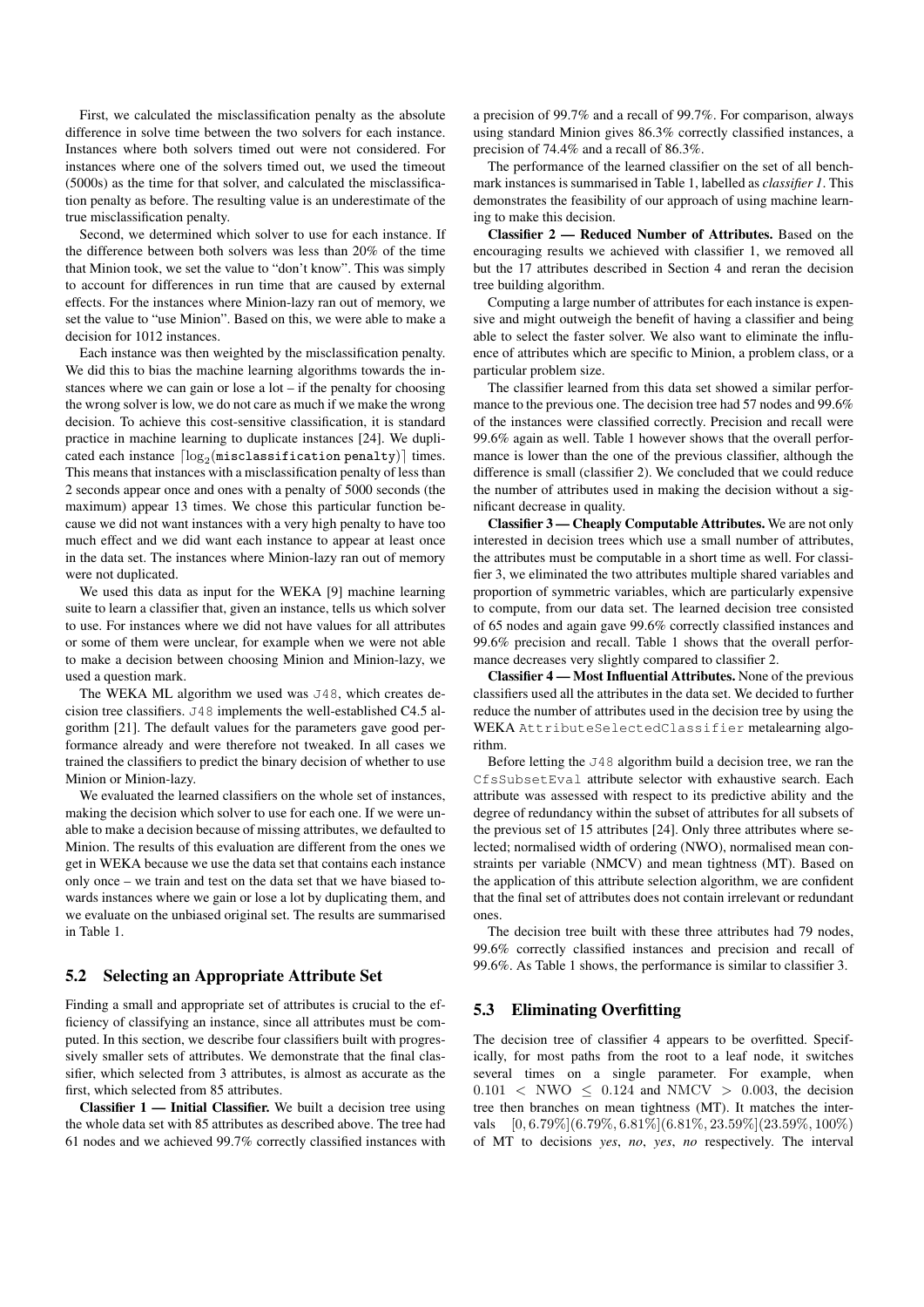First, we calculated the misclassification penalty as the absolute difference in solve time between the two solvers for each instance. Instances where both solvers timed out were not considered. For instances where one of the solvers timed out, we used the timeout (5000s) as the time for that solver, and calculated the misclassification penalty as before. The resulting value is an underestimate of the true misclassification penalty.

Second, we determined which solver to use for each instance. If the difference between both solvers was less than 20% of the time that Minion took, we set the value to "don't know". This was simply to account for differences in run time that are caused by external effects. For the instances where Minion-lazy ran out of memory, we set the value to "use Minion". Based on this, we were able to make a decision for 1012 instances.

Each instance was then weighted by the misclassification penalty. We did this to bias the machine learning algorithms towards the instances where we can gain or lose a lot – if the penalty for choosing the wrong solver is low, we do not care as much if we make the wrong decision. To achieve this cost-sensitive classification, it is standard practice in machine learning to duplicate instances [24]. We duplicated each instance $\lceil \log_2(\texttt{misclassification penalty}) \rceil$ times. This means that instances with a misclassification penalty of less than 2 seconds appear once and ones with a penalty of 5000 seconds (the maximum) appear 13 times. We chose this particular function because we did not want instances with a very high penalty to have too much effect and we did want each instance to appear at least once in the data set. The instances where Minion-lazy ran out of memory were not duplicated.

We used this data as input for the WEKA [9] machine learning suite to learn a classifier that, given an instance, tells us which solver to use. For instances where we did not have values for all attributes or some of them were unclear, for example when we were not able to make a decision between choosing Minion and Minion-lazy, we used a question mark.

The WEKA ML algorithm we used was `J48`, which creates decision tree classifiers. `J48` implements the well-established C4.5 algorithm [21]. The default values for the parameters gave good performance already and were therefore not tweaked. In all cases we trained the classifiers to predict the binary decision of whether to use Minion or Minion-lazy.

We evaluated the learned classifiers on the whole set of instances, making the decision which solver to use for each one. If we were unable to make a decision because of missing attributes, we defaulted to Minion. The results of this evaluation are different from the ones we get in WEKA because we use the data set that contains each instance only once – we train and test on the data set that we have biased towards instances where we gain or lose a lot by duplicating them, and we evaluate on the unbiased original set. The results are summarised in Table 1.

## 5.2 Selecting an Appropriate Attribute Set

Finding a small and appropriate set of attributes is crucial to the efficiency of classifying an instance, since all attributes must be computed. In this section, we describe four classifiers built with progressively smaller sets of attributes. We demonstrate that the final classifier, which selected from 3 attributes, is almost as accurate as the first, which selected from 85 attributes.

**Classifier 1 — Initial Classifier.** We built a decision tree using the whole data set with 85 attributes as described above. The tree had 61 nodes and we achieved 99.7% correctly classified instances with a precision of 99.7% and a recall of 99.7%. For comparison, always using standard Minion gives 86.3% correctly classified instances, a precision of 74.4% and a recall of 86.3%.

The performance of the learned classifier on the set of all benchmark instances is summarised in Table 1, labelled as *classifier 1*. This demonstrates the feasibility of our approach of using machine learning to make this decision.

**Classifier 2 — Reduced Number of Attributes.** Based on the encouraging results we achieved with classifier 1, we removed all but the 17 attributes described in Section 4 and reran the decision tree building algorithm.

Computing a large number of attributes for each instance is expensive and might outweigh the benefit of having a classifier and being able to select the faster solver. We also want to eliminate the influence of attributes which are specific to Minion, a problem class, or a particular problem size.

The classifier learned from this data set showed a similar performance to the previous one. The decision tree had 57 nodes and 99.6% of the instances were classified correctly. Precision and recall were 99.6% again as well. Table 1 however shows that the overall performance is lower than the one of the previous classifier, although the difference is small (classifier 2). We concluded that we could reduce the number of attributes used in making the decision without a significant decrease in quality.

**Classifier 3 — Cheaply Computable Attributes.** We are not only interested in decision trees which use a small number of attributes, the attributes must be computable in a short time as well. For classifier 3, we eliminated the two attributes multiple shared variables and proportion of symmetric variables, which are particularly expensive to compute, from our data set. The learned decision tree consisted of 65 nodes and again gave 99.6% correctly classified instances and 99.6% precision and recall. Table 1 shows that the overall performance decreases very slightly compared to classifier 2.

**Classifier 4 — Most Influential Attributes.** None of the previous classifiers used all the attributes in the data set. We decided to further reduce the number of attributes used in the decision tree by using the WEKA `AttributeSelectedClassifier` metalearning algorithm.

Before letting the `J48` algorithm build a decision tree, we ran the `CfsSubsetEval` attribute selector with exhaustive search. Each attribute was assessed with respect to its predictive ability and the degree of redundancy within the subset of attributes for all subsets of the previous set of 15 attributes [24]. Only three attributes where selected; normalised width of ordering (NWO), normalised mean constraints per variable (NMCV) and mean tightness (MT). Based on the application of this attribute selection algorithm, we are confident that the final set of attributes does not contain irrelevant or redundant ones.

The decision tree built with these three attributes had 79 nodes, 99.6% correctly classified instances and precision and recall of 99.6%. As Table 1 shows, the performance is similar to classifier 3.

## 5.3 Eliminating Overfitting

The decision tree of classifier 4 appears to be overfitted. Specifically, for most paths from the root to a leaf node, it switches several times on a single parameter. For example, when $0.101 < \text{NWO} \leq 0.124$ and $\text{NMCV} > 0.003$, the decision tree then branches on mean tightness (MT). It matches the intervals $[0, 6.79\%](6.79\%, 6.81\%](6.81\%, 23.59\%](23.59\%, 100\%)$ of MT to decisions *yes*, *no*, *yes*, *no* respectively. The interval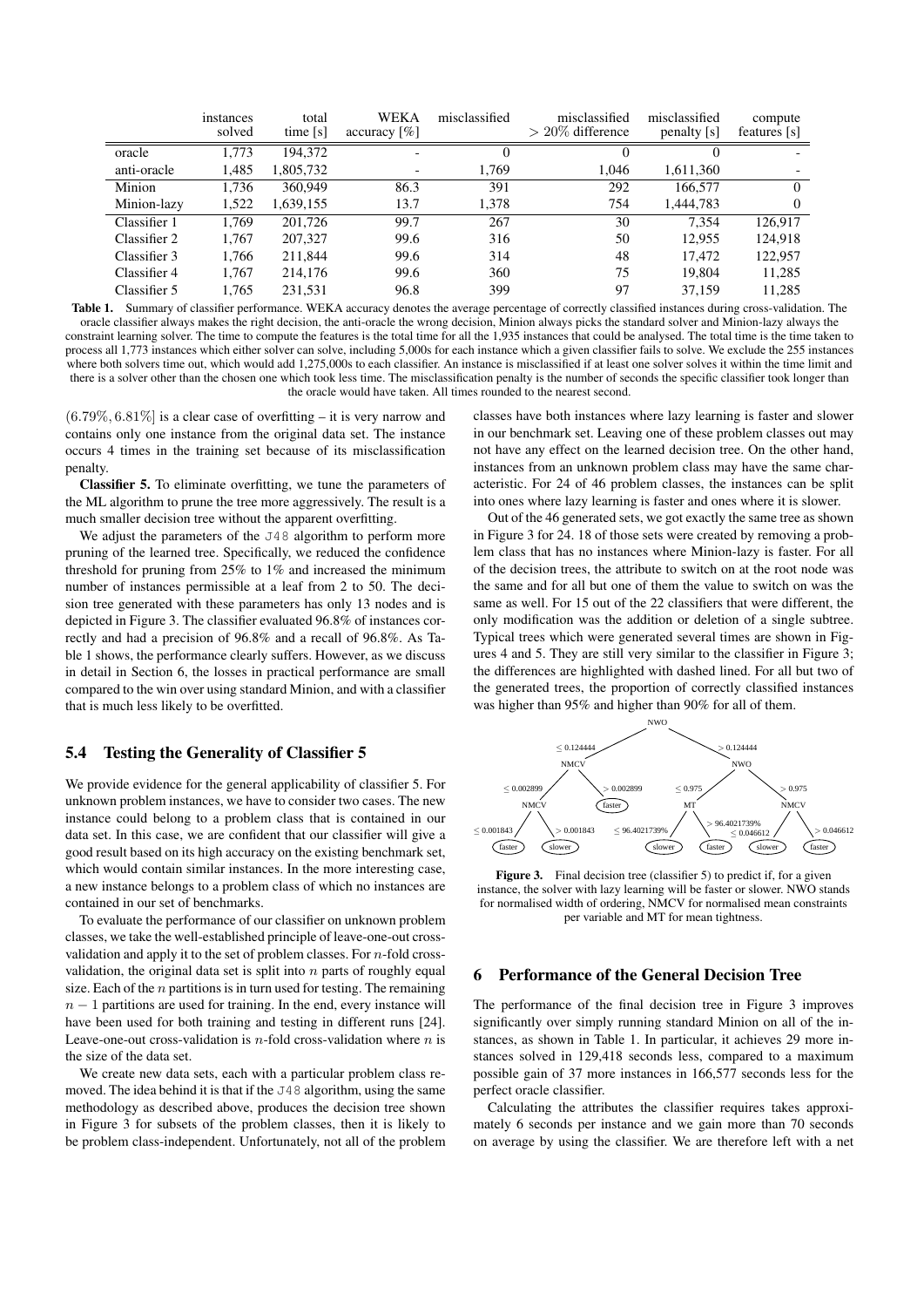|  | instances solved | total time [s] | WEKA accuracy [%] | misclassified | misclassified $> 20\%$ difference | misclassified penalty [s] | compute features [s] |
|---|---|---|---|---|---|---|---|
| oracle | 1,773 | 194,372 | - | 0 | 0 | 0 | - |
| anti-oracle | 1,485 | 1,805,732 | - | 1,769 | 1,046 | 1,611,360 | - |
| Minion | 1,736 | 360,949 | 86.3 | 391 | 292 | 166,577 | 0 |
| Minion-lazy | 1,522 | 1,639,155 | 13.7 | 1,378 | 754 | 1,444,783 | 0 |
| Classifier 1 | 1,769 | 201,726 | 99.7 | 267 | 30 | 7,354 | 126,917 |
| Classifier 2 | 1,767 | 207,327 | 99.6 | 316 | 50 | 12,955 | 124,918 |
| Classifier 3 | 1,766 | 211,844 | 99.6 | 314 | 48 | 17,472 | 122,957 |
| Classifier 4 | 1,767 | 214,176 | 99.6 | 360 | 75 | 19,804 | 11,285 |
| Classifier 5 | 1,765 | 231,531 | 96.8 | 399 | 97 | 37,159 | 11,285 |

**Table 1.** Summary of classifier performance. WEKA accuracy denotes the average percentage of correctly classified instances during cross-validation. The oracle classifier always makes the right decision, the anti-oracle the wrong decision, Minion always picks the standard solver and Minion-lazy always the constraint learning solver. The time to compute the features is the total time for all the 1,935 instances that could be analysed. The total time is the time taken to process all 1,773 instances which either solver can solve, including 5,000s for each instance which a given classifier fails to solve. We exclude the 255 instances where both solvers time out, which would add 1,275,000s to each classifier. An instance is misclassified if at least one solver solves it within the time limit and there is a solver other than the chosen one which took less time. The misclassification penalty is the number of seconds the specific classifier took longer than the oracle would have taken. All times rounded to the nearest second.

$(6.79\%, 6.81\%]$ is a clear case of overfitting – it is very narrow and contains only one instance from the original data set. The instance occurs 4 times in the training set because of its misclassification penalty.

**Classifier 5.** To eliminate overfitting, we tune the parameters of the ML algorithm to prune the tree more aggressively. The result is a much smaller decision tree without the apparent overfitting.

We adjust the parameters of the J48 algorithm to perform more pruning of the learned tree. Specifically, we reduced the confidence threshold for pruning from 25% to 1% and increased the minimum number of instances permissible at a leaf from 2 to 50. The decision tree generated with these parameters has only 13 nodes and is depicted in Figure 3. The classifier evaluated 96.8% of instances correctly and had a precision of 96.8% and a recall of 96.8%. As Table 1 shows, the performance clearly suffers. However, as we discuss in detail in Section 6, the losses in practical performance are small compared to the win over using standard Minion, and with a classifier that is much less likely to be overfitted.

## 5.4 Testing the Generality of Classifier 5

We provide evidence for the general applicability of classifier 5. For unknown problem instances, we have to consider two cases. The new instance could belong to a problem class that is contained in our data set. In this case, we are confident that our classifier will give a good result based on its high accuracy on the existing benchmark set, which would contain similar instances. In the more interesting case, a new instance belongs to a problem class of which no instances are contained in our set of benchmarks.

To evaluate the performance of our classifier on unknown problem classes, we take the well-established principle of leave-one-out cross-validation and apply it to the set of problem classes. For $n$-fold cross-validation, the original data set is split into $n$ parts of roughly equal size. Each of the $n$ partitions is in turn used for testing. The remaining $n-1$ partitions are used for training. In the end, every instance will have been used for both training and testing in different runs [24]. Leave-one-out cross-validation is $n$-fold cross-validation where $n$ is the size of the data set.

We create new data sets, each with a particular problem class removed. The idea behind it is that if the J48 algorithm, using the same methodology as described above, produces the decision tree shown in Figure 3 for subsets of the problem classes, then it is likely to be problem class-independent. Unfortunately, not all of the problem classes have both instances where lazy learning is faster and slower in our benchmark set. Leaving one of these problem classes out may not have any effect on the learned decision tree. On the other hand, instances from an unknown problem class may have the same characteristic. For 24 of 46 problem classes, the instances can be split into ones where lazy learning is faster and ones where it is slower.

Out of the 46 generated sets, we got exactly the same tree as shown in Figure 3 for 24. 18 of those sets were created by removing a problem class that has no instances where Minion-lazy is faster. For all of the decision trees, the attribute to switch on at the root node was the same and for all but one of them the value to switch on was the same as well. For 15 out of the 22 classifiers that were different, the only modification was the addition or deletion of a single subtree. Typical trees which were generated several times are shown in Figures 4 and 5. They are still very similar to the classifier in Figure 3; the differences are highlighted with dashed lined. For all but two of the generated trees, the proportion of correctly classified instances was higher than 95% and higher than 90% for all of them.

**Figure 3.** Final decision tree (classifier 5) to predict if, for a given instance, the solver with lazy learning will be faster or slower. NWO stands for normalised width of ordering, NMCV for normalised mean constraints per variable and MT for mean tightness.

## 6 Performance of the General Decision Tree

The performance of the final decision tree in Figure 3 improves significantly over simply running standard Minion on all of the instances, as shown in Table 1. In particular, it achieves 29 more instances solved in 129,418 seconds less, compared to a maximum possible gain of 37 more instances in 166,577 seconds less for the perfect oracle classifier.

Calculating the attributes the classifier requires takes approximately 6 seconds per instance and we gain more than 70 seconds on average by using the classifier. We are therefore left with a net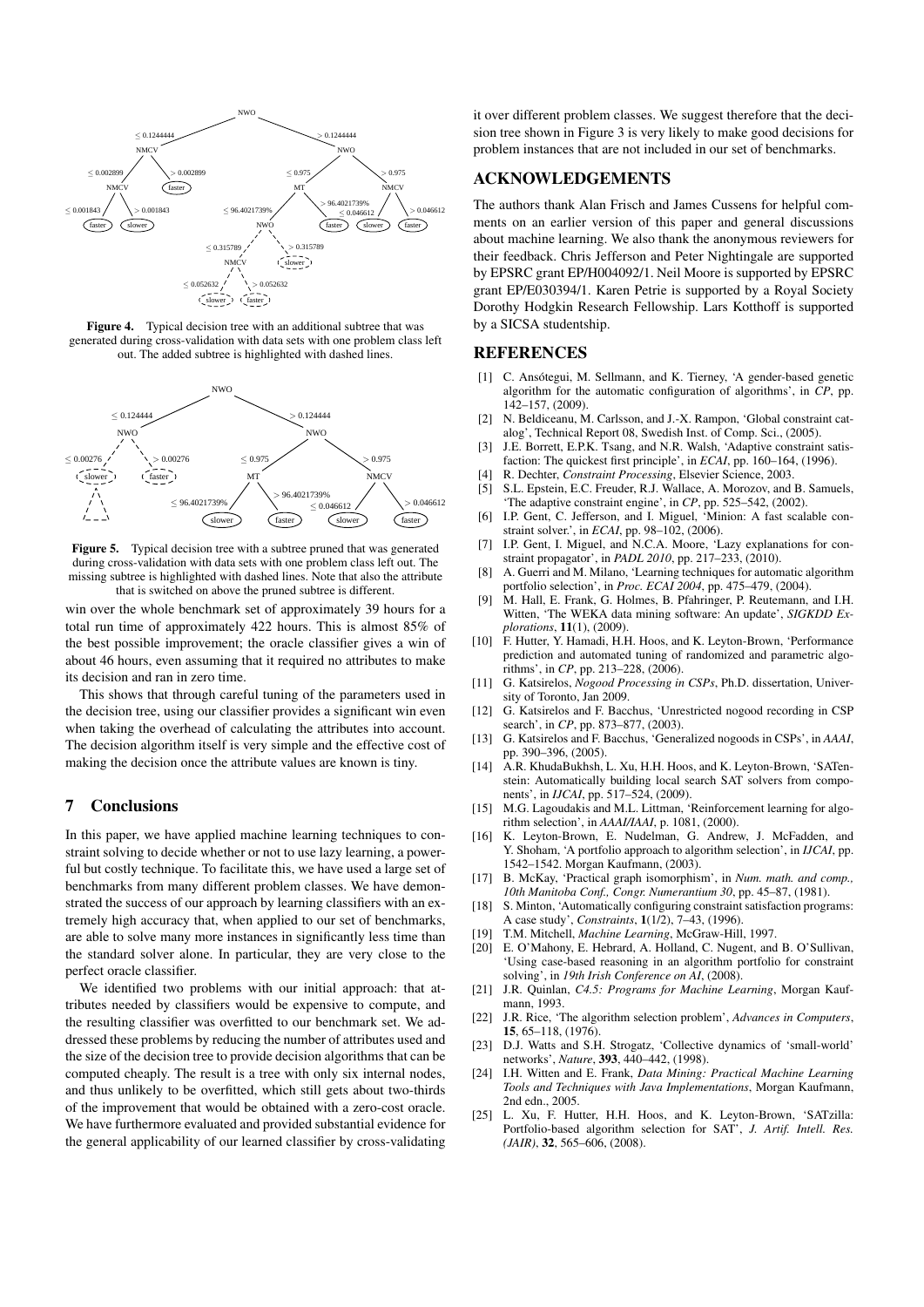NWO

≤ 0.1244444

> 0.1244444

NMCV

NWO

≤ 0.002899

> 0.002899

≤ 0.975

> 0.975

NMCV

faster

MT

NMCV

≤ 0.001843

> 0.001843

≤ 96.4021739%

> 96.4021739%

≤ 0.046612

> 0.046612

faster

slower

NWO

faster

slower

faster

≤ 0.315789

> 0.315789

NMCV

slower

≤ 0.052632

> 0.052632

slower

faster

**Figure 4.** Typical decision tree with an additional subtree that was generated during cross-validation with data sets with one problem class left out. The added subtree is highlighted with dashed lines.

NWO

≤ 0.124444

> 0.124444

NWO

NWO

≤ 0.00276

> 0.00276

≤ 0.975

> 0.975

slower

faster

MT

NMCV

≤ 96.4021739%

> 96.4021739%

≤ 0.046612

> 0.046612

slower

faster

slower

faster

**Figure 5.** Typical decision tree with a subtree pruned that was generated during cross-validation with data sets with one problem class left out. The missing subtree is highlighted with dashed lines. Note that also the attribute that is switched on above the pruned subtree is different.

win over the whole benchmark set of approximately 39 hours for a total run time of approximately 422 hours. This is almost 85% of the best possible improvement; the oracle classifier gives a win of about 46 hours, even assuming that it required no attributes to make its decision and ran in zero time.

This shows that through careful tuning of the parameters used in the decision tree, using our classifier provides a significant win even when taking the overhead of calculating the attributes into account. The decision algorithm itself is very simple and the effective cost of making the decision once the attribute values are known is tiny.

## 7 Conclusions

In this paper, we have applied machine learning techniques to constraint solving to decide whether or not to use lazy learning, a powerful but costly technique. To facilitate this, we have used a large set of benchmarks from many different problem classes. We have demonstrated the success of our approach by learning classifiers with an extremely high accuracy that, when applied to our set of benchmarks, are able to solve many more instances in significantly less time than the standard solver alone. In particular, they are very close to the perfect oracle classifier.

We identified two problems with our initial approach: that attributes needed by classifiers would be expensive to compute, and the resulting classifier was overfitted to our benchmark set. We addressed these problems by reducing the number of attributes used and the size of the decision tree to provide decision algorithms that can be computed cheaply. The result is a tree with only six internal nodes, and thus unlikely to be overfitted, which still gets about two-thirds of the improvement that would be obtained with a zero-cost oracle. We have furthermore evaluated and provided substantial evidence for the general applicability of our learned classifier by cross-validating it over different problem classes. We suggest therefore that the decision tree shown in Figure 3 is very likely to make good decisions for problem instances that are not included in our set of benchmarks.

## ACKNOWLEDGEMENTS

The authors thank Alan Frisch and James Cussens for helpful comments on an earlier version of this paper and general discussions about machine learning. We also thank the anonymous reviewers for their feedback. Chris Jefferson and Peter Nightingale are supported by EPSRC grant EP/H004092/1. Neil Moore is supported by EPSRC grant EP/E030394/1. Karen Petrie is supported by a Royal Society Dorothy Hodgkin Research Fellowship. Lars Kotthoff is supported by a SICSA studentship.

## REFERENCES

[1] C. Ansótegui, M. Sellmann, and K. Tierney, 'A gender-based genetic algorithm for the automatic configuration of algorithms', in *CP*, pp. 142–157, (2009).

[2] N. Beldiceanu, M. Carlsson, and J.-X. Rampon, 'Global constraint catalog', Technical Report 08, Swedish Inst. of Comp. Sci., (2005).

[3] J.E. Borrett, E.P.K. Tsang, and N.R. Walsh, 'Adaptive constraint satisfaction: The quickest first principle', in *ECAI*, pp. 160–164, (1996).

[4] R. Dechter, *Constraint Processing*, Elsevier Science, 2003.

[5] S.L. Epstein, E.C. Freuder, R.J. Wallace, A. Morozov, and B. Samuels, 'The adaptive constraint engine', in *CP*, pp. 525–542, (2002).

[6] I.P. Gent, C. Jefferson, and I. Miguel, 'Minion: A fast scalable constraint solver.', in *ECAI*, pp. 98–102, (2006).

[7] I.P. Gent, I. Miguel, and N.C.A. Moore, 'Lazy explanations for constraint propagator', in *PADL 2010*, pp. 217–233, (2010).

[8] A. Guerri and M. Milano, 'Learning techniques for automatic algorithm portfolio selection', in *Proc. ECAI 2004*, pp. 475–479, (2004).

[9] M. Hall, E. Frank, G. Holmes, B. Pfahringer, P. Reutemann, and I.H. Witten, 'The WEKA data mining software: An update', *SIGKDD Explorations*, **11**(1), (2009).

[10] F. Hutter, Y. Hamadi, H.H. Hoos, and K. Leyton-Brown, 'Performance prediction and automated tuning of randomized and parametric algorithms', in *CP*, pp. 213–228, (2006).

[11] G. Katsirelos, *Nogood Processing in CSPs*, Ph.D. dissertation, University of Toronto, Jan 2009.

[12] G. Katsirelos and F. Bacchus, 'Unrestricted nogood recording in CSP search', in *CP*, pp. 873–877, (2003).

[13] G. Katsirelos and F. Bacchus, 'Generalized nogoods in CSPs', in *AAAI*, pp. 390–396, (2005).

[14] A.R. KhudaBukhsh, L. Xu, H.H. Hoos, and K. Leyton-Brown, 'SATenstein: Automatically building local search SAT solvers from components', in *IJCAI*, pp. 517–524, (2009).

[15] M.G. Lagoudakis and M.L. Littman, 'Reinforcement learning for algorithm selection', in *AAAI/IAAI*, p. 1081, (2000).

[16] K. Leyton-Brown, E. Nudelman, G. Andrew, J. McFadden, and Y. Shoham, 'A portfolio approach to algorithm selection', in *IJCAI*, pp. 1542–1542. Morgan Kaufmann, (2003).

[17] B. McKay, 'Practical graph isomorphism', in *Num. math. and comp., 10th Manitoba Conf., Congr. Numerantium 30*, pp. 45–87, (1981).

[18] S. Minton, 'Automatically configuring constraint satisfaction programs: A case study', *Constraints*, **1**(1/2), 7–43, (1996).

[19] T.M. Mitchell, *Machine Learning*, McGraw-Hill, 1997.

[20] E. O'Mahony, E. Hebrard, A. Holland, C. Nugent, and B. O'Sullivan, 'Using case-based reasoning in an algorithm portfolio for constraint solving', in *19th Irish Conference on AI*, (2008).

[21] J.R. Quinlan, *C4.5: Programs for Machine Learning*, Morgan Kaufmann, 1993.

[22] J.R. Rice, 'The algorithm selection problem', *Advances in Computers*, **15**, 65–118, (1976).

[23] D.J. Watts and S.H. Strogatz, 'Collective dynamics of 'small-world' networks', *Nature*, **393**, 440–442, (1998).

[24] I.H. Witten and E. Frank, *Data Mining: Practical Machine Learning Tools and Techniques with Java Implementations*, Morgan Kaufmann, 2nd edn., 2005.

[25] L. Xu, F. Hutter, H.H. Hoos, and K. Leyton-Brown, 'SATzilla: Portfolio-based algorithm selection for SAT', *J. Artif. Intell. Res. (JAIR)*, **32**, 565–606, (2008).